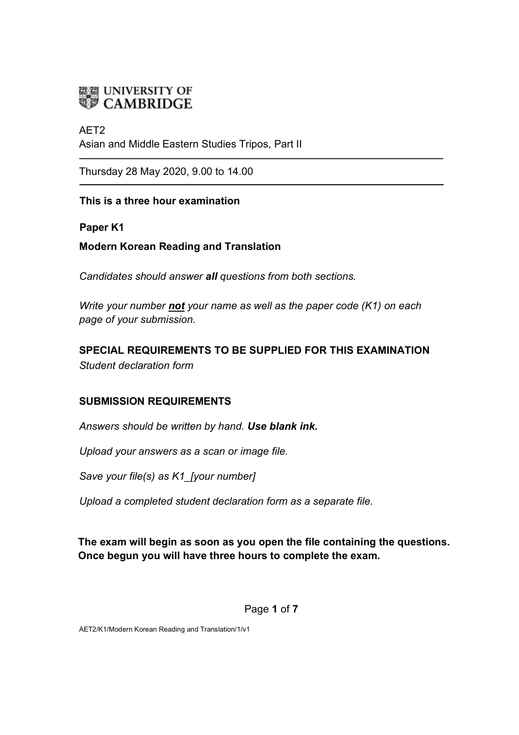UNIVERSITY OF CAMBRIDGE

AET2

Asian and Middle Eastern Studies Tripos, Part II

Thursday 28 May 2020, 9.00 to 14.00

**This is a three hour examination**

**Paper K1**

**Modern Korean Reading and Translation**

*Candidates should answer **all** questions from both sections.*

*Write your number **not** your name as well as the paper code (K1) on each page of your submission.*

**SPECIAL REQUIREMENTS TO BE SUPPLIED FOR THIS EXAMINATION**

*Student declaration form*

**SUBMISSION REQUIREMENTS**

*Answers should be written by hand. **Use blank ink.***

*Upload your answers as a scan or image file.*

*Save your file(s) as K1_[your number]*

*Upload a completed student declaration form as a separate file.*

**The exam will begin as soon as you open the file containing the questions. Once begun you will have three hours to complete the exam.**

AET2/K1/Modern Korean Reading and Translation/1/v1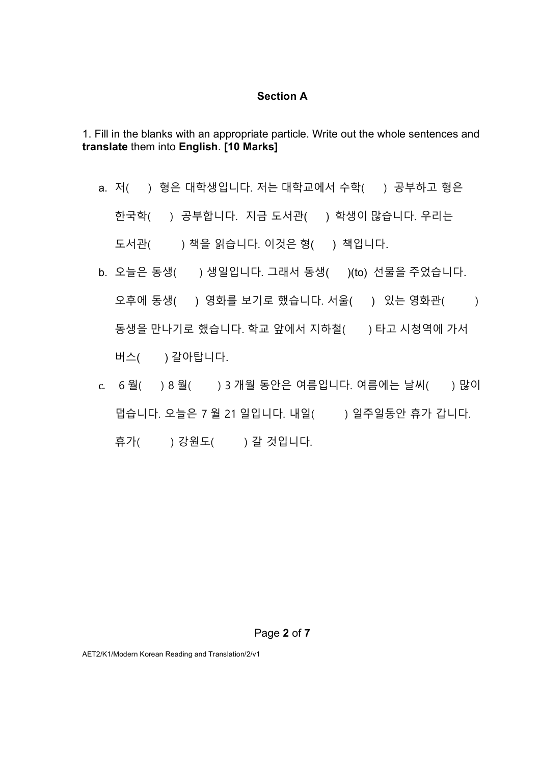## Section A

1. Fill in the blanks with an appropriate particle. Write out the whole sentences and **translate** them into **English**. **[10 Marks]**

a. 저( ) 형은 대학생입니다. 저는 대학교에서 수학( ) 공부하고 형은 한국학( ) 공부합니다. 지금 도서관( ) 학생이 많습니다. 우리는 도서관( ) 책을 읽습니다. 이것은 형( ) 책입니다.

b. 오늘은 동생( ) 생일입니다. 그래서 동생( )(to) 선물을 주었습니다. 오후에 동생( ) 영화를 보기로 했습니다. 서울( ) 있는 영화관( ) 동생을 만나기로 했습니다. 학교 앞에서 지하철( ) 타고 시청역에 가서 버스( ) 갈아탑니다.

c. 6 월( ) 8 월( ) 3 개월 동안은 여름입니다. 여름에는 날씨( ) 많이 덥습니다. 오늘은 7 월 21 일입니다. 내일( ) 일주일동안 휴가 갑니다. 휴가( ) 강원도( ) 갈 것입니다.

AET2/K1/Modern Korean Reading and Translation/2/v1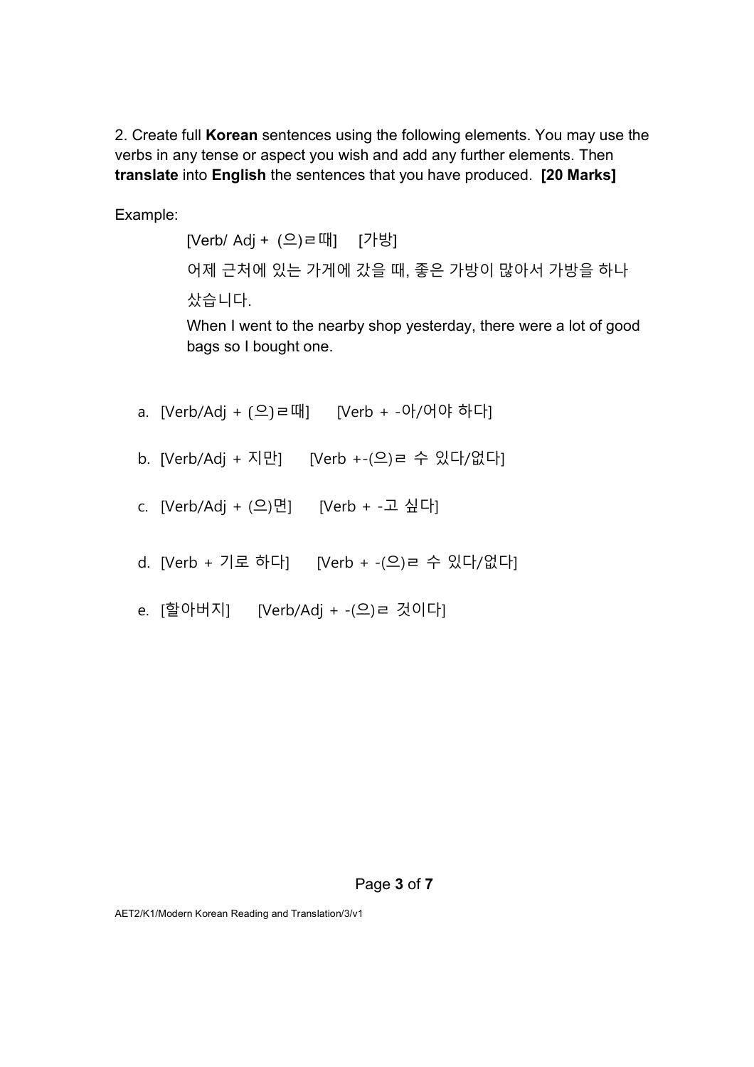2. Create full **Korean** sentences using the following elements. You may use the verbs in any tense or aspect you wish and add any further elements. Then **translate** into **English** the sentences that you have produced. **[20 Marks]**

Example:

> [Verb/ Adj + (으)ㄹ때] [가방]
>
> 어제 근처에 있는 가게에 갔을 때, 좋은 가방이 많아서 가방을 하나 샀습니다.
>
> When I went to the nearby shop yesterday, there were a lot of good bags so I bought one.

a. [Verb/Adj + (으)ㄹ때] [Verb + -아/어야 하다]

b. [Verb/Adj + 지만] [Verb +-(으)ㄹ 수 있다/없다]

c. [Verb/Adj + (으)면] [Verb + -고 싶다]

d. [Verb + 기로 하다] [Verb + -(으)ㄹ 수 있다/없다]

e. [할아버지] [Verb/Adj + -(으)ㄹ 것이다]

AET2/K1/Modern Korean Reading and Translation/3/v1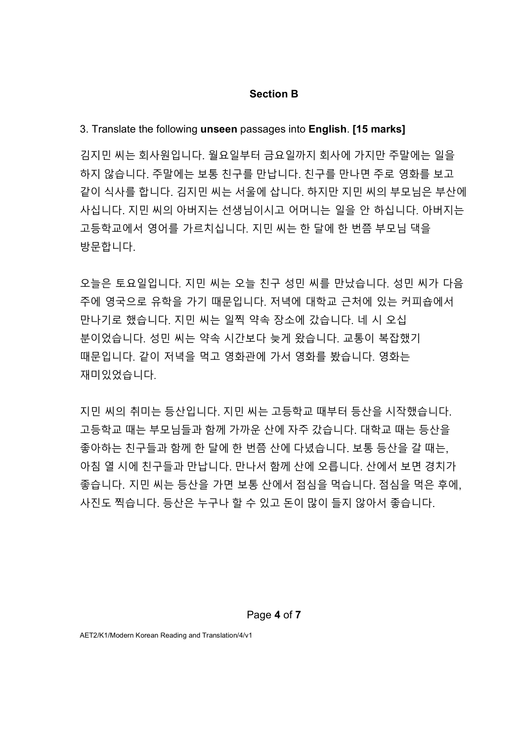## Section B

3. Translate the following **unseen** passages into **English**. **[15 marks]**

김지민 씨는 회사원입니다. 월요일부터 금요일까지 회사에 가지만 주말에는 일을 하지 않습니다. 주말에는 보통 친구를 만납니다. 친구를 만나면 주로 영화를 보고 같이 식사를 합니다. 김지민 씨는 서울에 삽니다. 하지만 지민 씨의 부모님은 부산에 사십니다. 지민 씨의 아버지는 선생님이시고 어머니는 일을 안 하십니다. 아버지는 고등학교에서 영어를 가르치십니다. 지민 씨는 한 달에 한 번쯤 부모님 댁을 방문합니다.

오늘은 토요일입니다. 지민 씨는 오늘 친구 성민 씨를 만났습니다. 성민 씨가 다음 주에 영국으로 유학을 가기 때문입니다. 저녁에 대학교 근처에 있는 커피숍에서 만나기로 했습니다. 지민 씨는 일찍 약속 장소에 갔습니다. 네 시 오십 분이었습니다. 성민 씨는 약속 시간보다 늦게 왔습니다. 교통이 복잡했기 때문입니다. 같이 저녁을 먹고 영화관에 가서 영화를 봤습니다. 영화는 재미있었습니다.

지민 씨의 취미는 등산입니다. 지민 씨는 고등학교 때부터 등산을 시작했습니다. 고등학교 때는 부모님들과 함께 가까운 산에 자주 갔습니다. 대학교 때는 등산을 좋아하는 친구들과 함께 한 달에 한 번쯤 산에 다녔습니다. 보통 등산을 갈 때는, 아침 열 시에 친구들과 만납니다. 만나서 함께 산에 오릅니다. 산에서 보면 경치가 좋습니다. 지민 씨는 등산을 가면 보통 산에서 점심을 먹습니다. 점심을 먹은 후에, 사진도 찍습니다. 등산은 누구나 할 수 있고 돈이 많이 들지 않아서 좋습니다.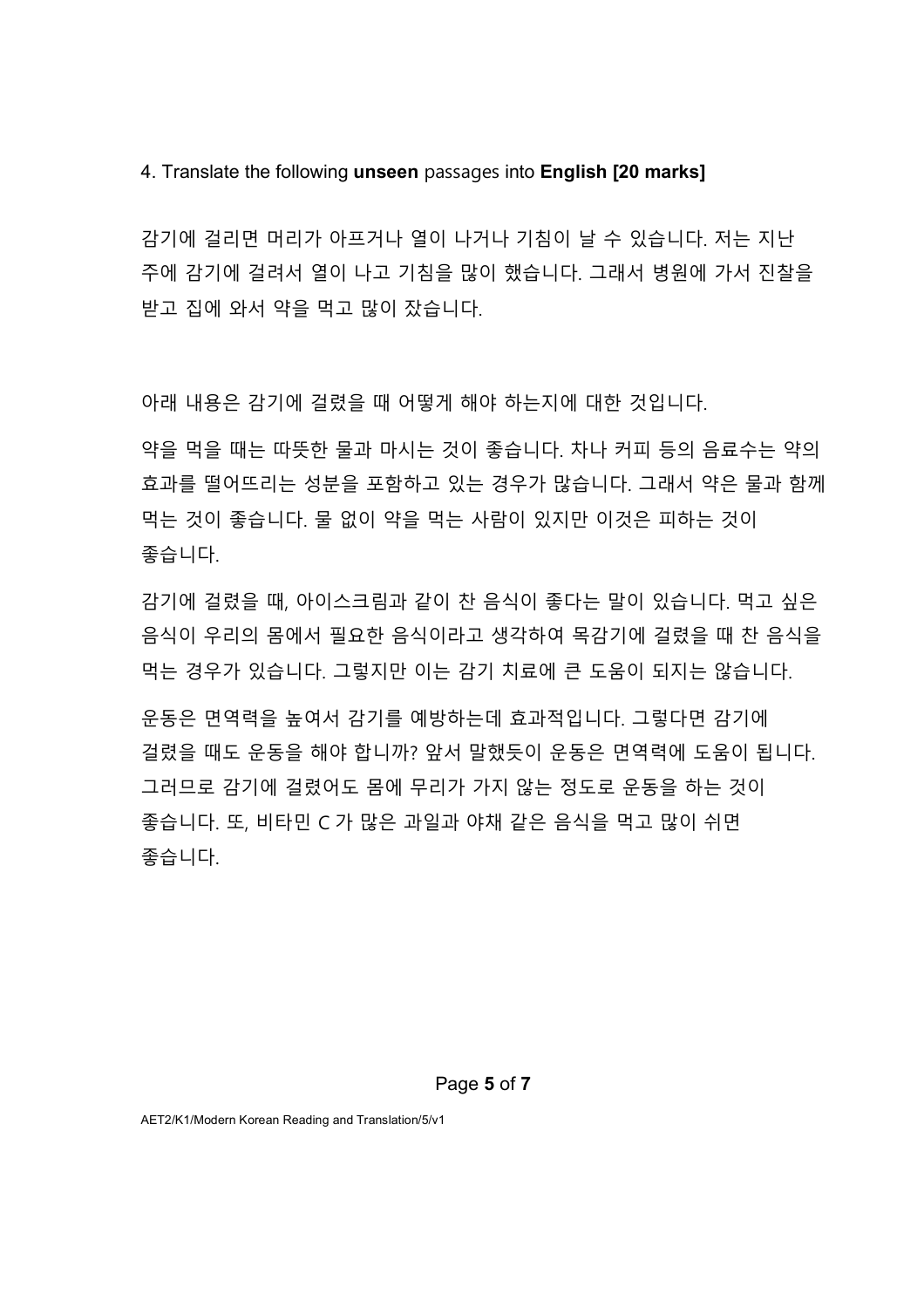4. Translate the following **unseen** passages into **English [20 marks]**

감기에 걸리면 머리가 아프거나 열이 나거나 기침이 날 수 있습니다. 저는 지난 주에 감기에 걸려서 열이 나고 기침을 많이 했습니다. 그래서 병원에 가서 진찰을 받고 집에 와서 약을 먹고 많이 잤습니다.

아래 내용은 감기에 걸렸을 때 어떻게 해야 하는지에 대한 것입니다.

약을 먹을 때는 따뜻한 물과 마시는 것이 좋습니다. 차나 커피 등의 음료수는 약의 효과를 떨어뜨리는 성분을 포함하고 있는 경우가 많습니다. 그래서 약은 물과 함께 먹는 것이 좋습니다. 물 없이 약을 먹는 사람이 있지만 이것은 피하는 것이 좋습니다.

감기에 걸렸을 때, 아이스크림과 같이 찬 음식이 좋다는 말이 있습니다. 먹고 싶은 음식이 우리의 몸에서 필요한 음식이라고 생각하여 목감기에 걸렸을 때 찬 음식을 먹는 경우가 있습니다. 그렇지만 이는 감기 치료에 큰 도움이 되지는 않습니다.

운동은 면역력을 높여서 감기를 예방하는데 효과적입니다. 그렇다면 감기에 걸렸을 때도 운동을 해야 합니까? 앞서 말했듯이 운동은 면역력에 도움이 됩니다. 그러므로 감기에 걸렸어도 몸에 무리가 가지 않는 정도로 운동을 하는 것이 좋습니다. 또, 비타민 C 가 많은 과일과 야채 같은 음식을 먹고 많이 쉬면 좋습니다.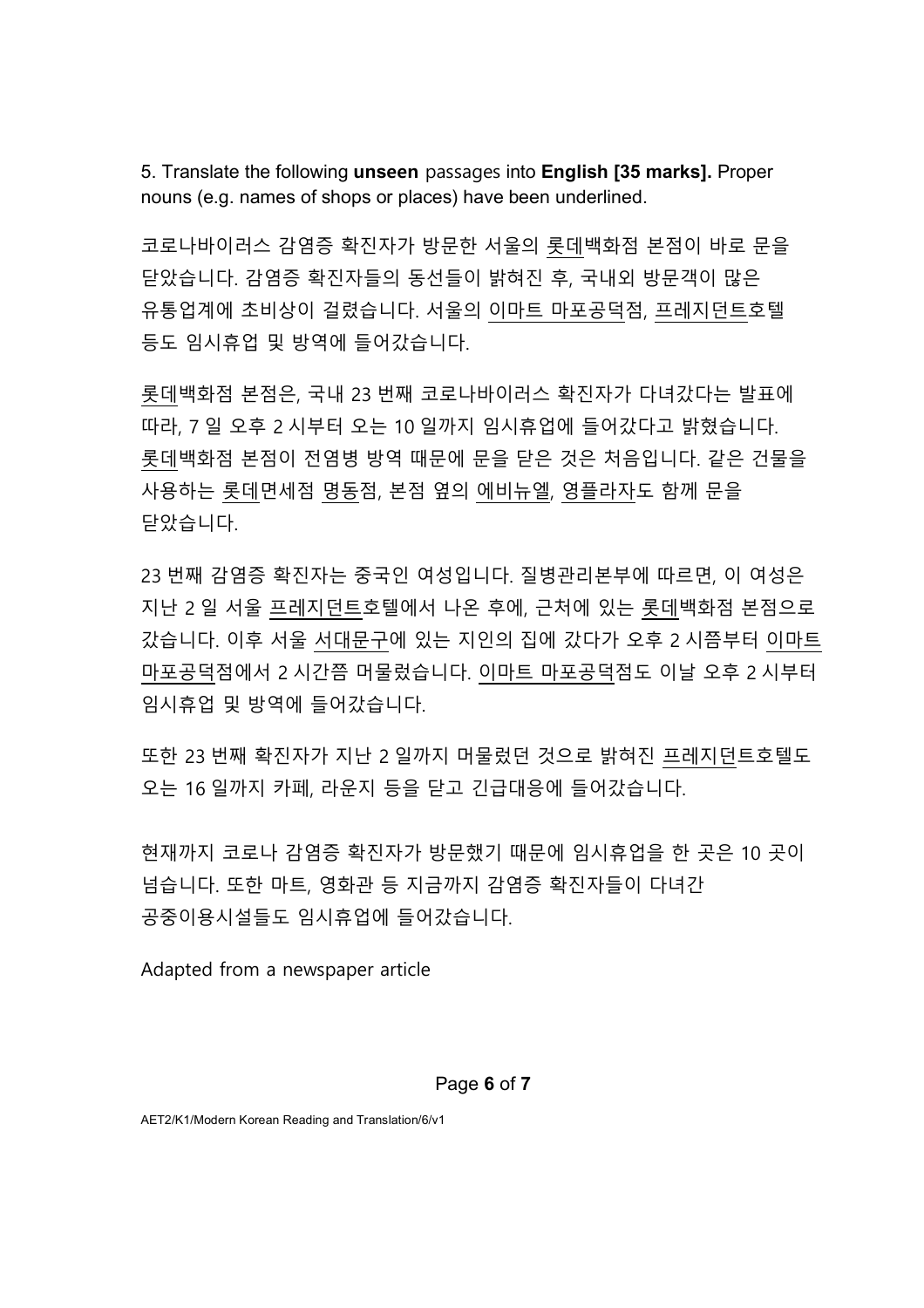5. Translate the following **unseen** passages into **English [35 marks].** Proper nouns (e.g. names of shops or places) have been underlined.

코로나바이러스 감염증 확진자가 방문한 서울의 <u>롯데</u>백화점 본점이 바로 문을 닫았습니다. 감염증 확진자들의 동선들이 밝혀진 후, 국내외 방문객이 많은 유통업계에 초비상이 걸렸습니다. 서울의 <u>이마트 마포공덕</u>점, <u>프레지던트</u>호텔 등도 임시휴업 및 방역에 들어갔습니다.

<u>롯데</u>백화점 본점은, 국내 23 번째 코로나바이러스 확진자가 다녀갔다는 발표에 따라, 7 일 오후 2 시부터 오는 10 일까지 임시휴업에 들어갔다고 밝혔습니다. <u>롯데</u>백화점 본점이 전염병 방역 때문에 문을 닫은 것은 처음입니다. 같은 건물을 사용하는 <u>롯데</u>면세점 <u>명동</u>점, 본점 옆의 <u>에비뉴엘</u>, <u>영플라자</u>도 함께 문을 닫았습니다.

23 번째 감염증 확진자는 중국인 여성입니다. 질병관리본부에 따르면, 이 여성은 지난 2 일 서울 <u>프레지던트</u>호텔에서 나온 후에, 근처에 있는 <u>롯데</u>백화점 본점으로 갔습니다. 이후 서울 <u>서대문구</u>에 있는 지인의 집에 갔다가 오후 2 시쯤부터 <u>이마트 마포공덕</u>점에서 2 시간쯤 머물렀습니다. <u>이마트 마포공덕</u>점도 이날 오후 2 시부터 임시휴업 및 방역에 들어갔습니다.

또한 23 번째 확진자가 지난 2 일까지 머물렀던 것으로 밝혀진 <u>프레지던</u>트호텔도 오는 16 일까지 카페, 라운지 등을 닫고 긴급대응에 들어갔습니다.

현재까지 코로나 감염증 확진자가 방문했기 때문에 임시휴업을 한 곳은 10 곳이 넘습니다. 또한 마트, 영화관 등 지금까지 감염증 확진자들이 다녀간 공중이용시설들도 임시휴업에 들어갔습니다.

Adapted from a newspaper article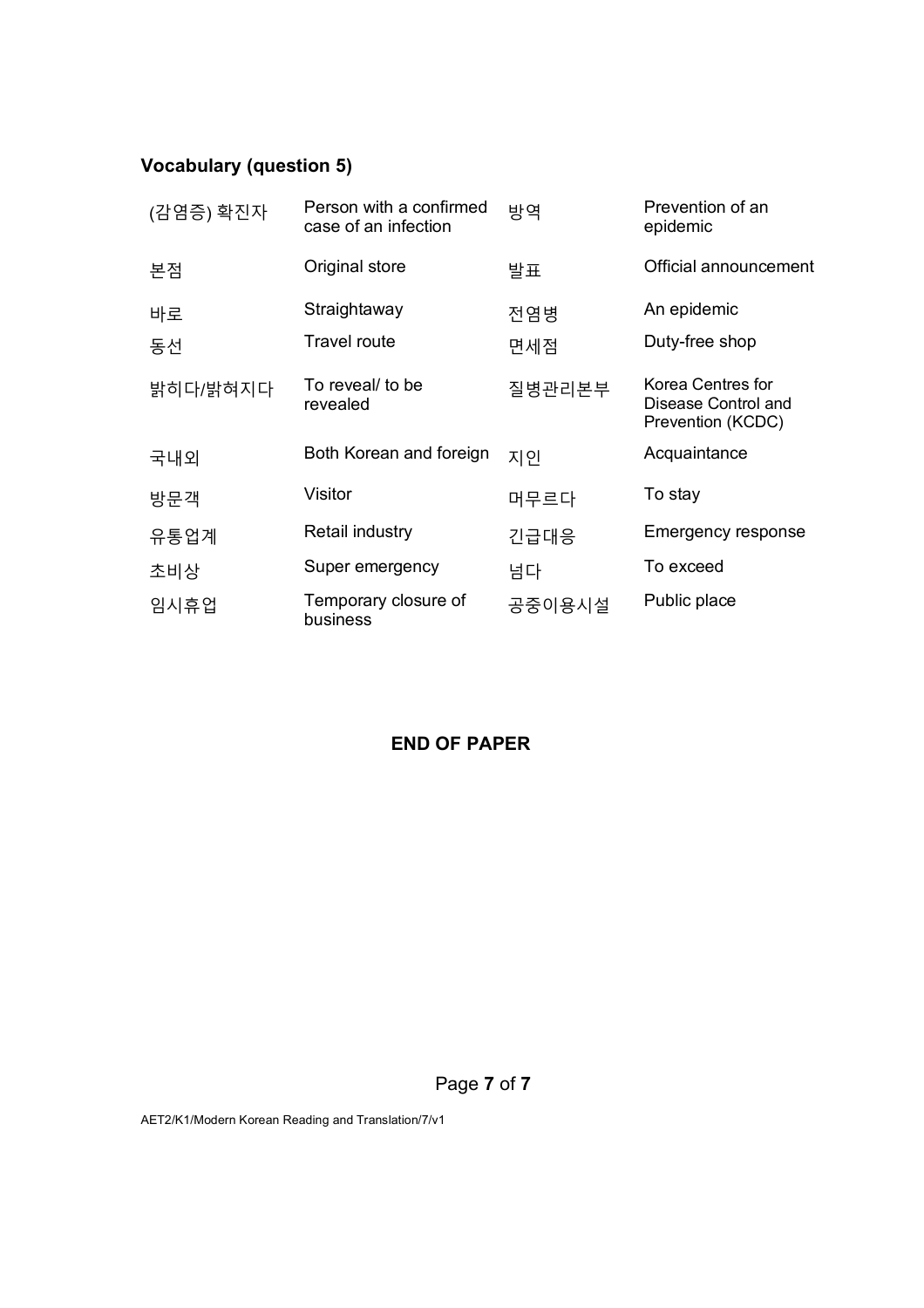## Vocabulary (question 5)

| | | | |
|---|---|---|---|
| (감염증) 확진자 | Person with a confirmed case of an infection | 방역 | Prevention of an epidemic |
| 본점 | Original store | 발표 | Official announcement |
| 바로 | Straightaway | 전염병 | An epidemic |
| 동선 | Travel route | 면세점 | Duty-free shop |
| 밝히다/밝혀지다 | To reveal/ to be revealed | 질병관리본부 | Korea Centres for Disease Control and Prevention (KCDC) |
| 국내외 | Both Korean and foreign | 지인 | Acquaintance |
| 방문객 | Visitor | 머무르다 | To stay |
| 유통업계 | Retail industry | 긴급대응 | Emergency response |
| 초비상 | Super emergency | 넘다 | To exceed |
| 임시휴업 | Temporary closure of business | 공중이용시설 | Public place |

**END OF PAPER**

AET2/K1/Modern Korean Reading and Translation/7/v1